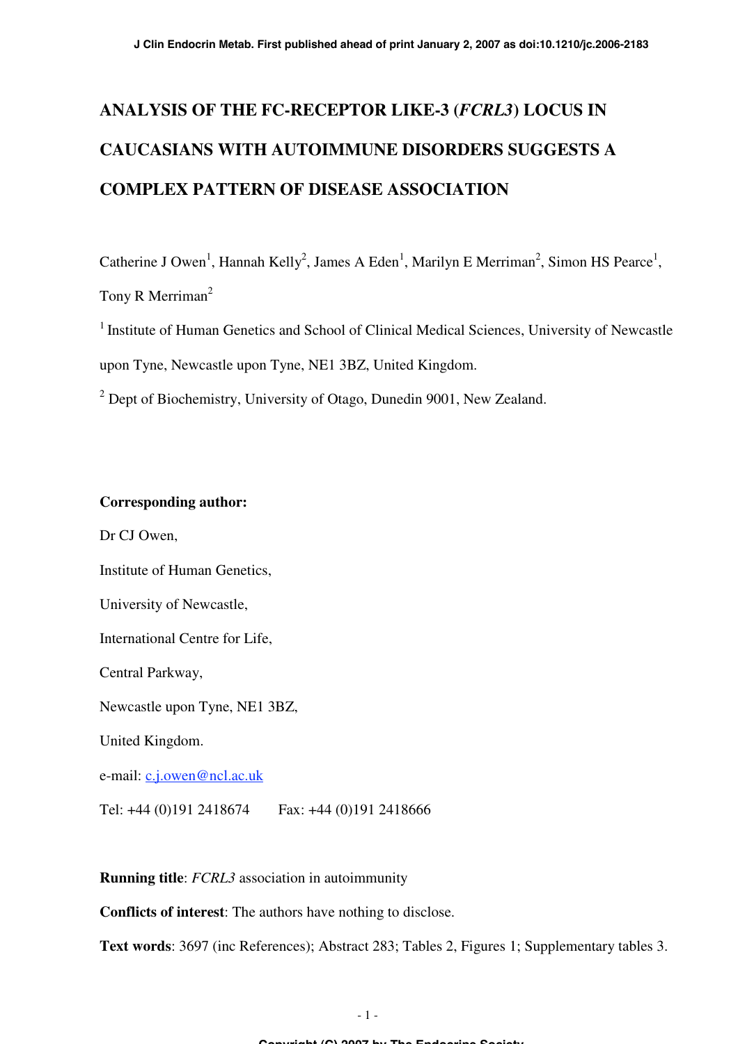# ANALYSIS OF THE FC-RECEPTOR LIKE-3 (*FCRL3*) LOCUS IN CAUCASIANS WITH AUTOIMMUNE DISORDERS SUGGESTS A COMPLEX PATTERN OF DISEASE ASSOCIATION

Catherine J Owen[1], Hannah Kelly[2], James A Eden[1], Marilyn E Merriman[2], Simon HS Pearce[1], Tony R Merriman[2]

[1] Institute of Human Genetics and School of Clinical Medical Sciences, University of Newcastle upon Tyne, Newcastle upon Tyne, NE1 3BZ, United Kingdom.

[2] Dept of Biochemistry, University of Otago, Dunedin 9001, New Zealand.

**Corresponding author:**

Dr CJ Owen,

Institute of Human Genetics,

University of Newcastle,

International Centre for Life,

Central Parkway,

Newcastle upon Tyne, NE1 3BZ,

United Kingdom.

e-mail: c.j.owen@ncl.ac.uk

Tel: +44 (0)191 2418674    Fax: +44 (0)191 2418666

**Running title**: *FCRL3* association in autoimmunity

**Conflicts of interest**: The authors have nothing to disclose.

**Text words**: 3697 (inc References); Abstract 283; Tables 2, Figures 1; Supplementary tables 3.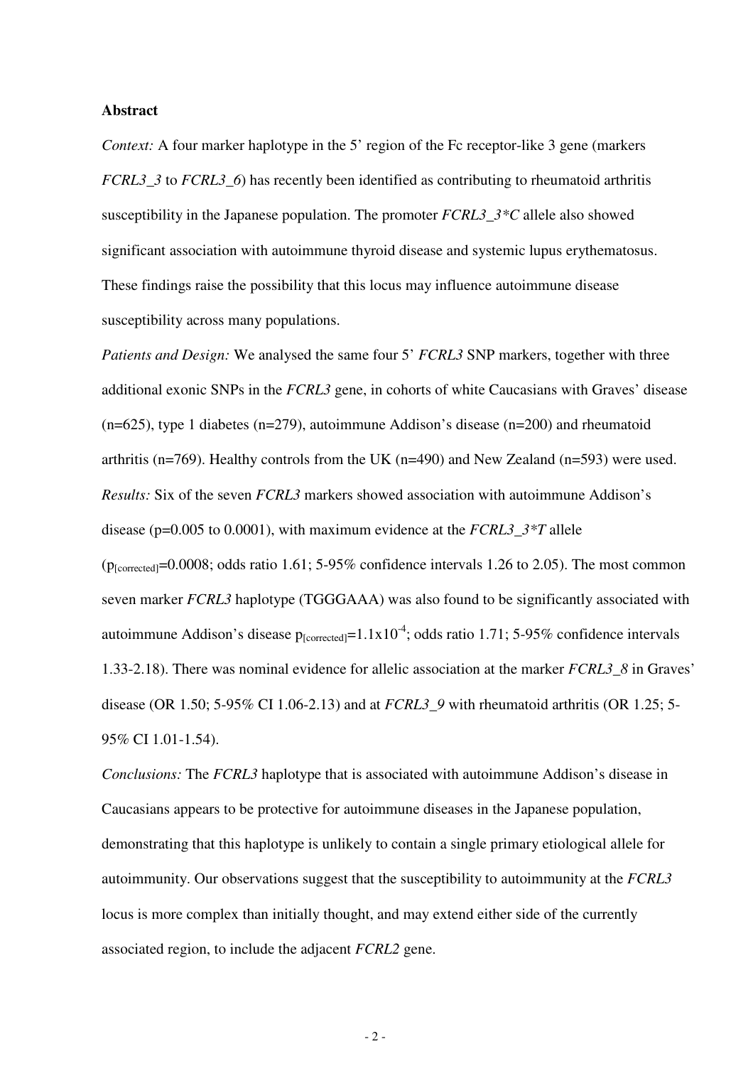**Abstract**

*Context:* A four marker haplotype in the 5' region of the Fc receptor-like 3 gene (markers *FCRL3_3* to *FCRL3_6*) has recently been identified as contributing to rheumatoid arthritis susceptibility in the Japanese population. The promoter *FCRL3_3*C* allele also showed significant association with autoimmune thyroid disease and systemic lupus erythematosus. These findings raise the possibility that this locus may influence autoimmune disease susceptibility across many populations.

*Patients and Design:* We analysed the same four 5' *FCRL3* SNP markers, together with three additional exonic SNPs in the *FCRL3* gene, in cohorts of white Caucasians with Graves' disease (n=625), type 1 diabetes (n=279), autoimmune Addison's disease (n=200) and rheumatoid arthritis (n=769). Healthy controls from the UK (n=490) and New Zealand (n=593) were used.

*Results:* Six of the seven *FCRL3* markers showed association with autoimmune Addison's disease (p=0.005 to 0.0001), with maximum evidence at the *FCRL3_3*T* allele ($p_{[corrected]}$=0.0008; odds ratio 1.61; 5-95% confidence intervals 1.26 to 2.05). The most common seven marker *FCRL3* haplotype (TGGGAAA) was also found to be significantly associated with autoimmune Addison's disease $p_{[corrected]}=1.1 \times 10^{-4}$; odds ratio 1.71; 5-95% confidence intervals 1.33-2.18). There was nominal evidence for allelic association at the marker *FCRL3_8* in Graves' disease (OR 1.50; 5-95% CI 1.06-2.13) and at *FCRL3_9* with rheumatoid arthritis (OR 1.25; 5-95% CI 1.01-1.54).

*Conclusions:* The *FCRL3* haplotype that is associated with autoimmune Addison's disease in Caucasians appears to be protective for autoimmune diseases in the Japanese population, demonstrating that this haplotype is unlikely to contain a single primary etiological allele for autoimmunity. Our observations suggest that the susceptibility to autoimmunity at the *FCRL3* locus is more complex than initially thought, and may extend either side of the currently associated region, to include the adjacent *FCRL2* gene.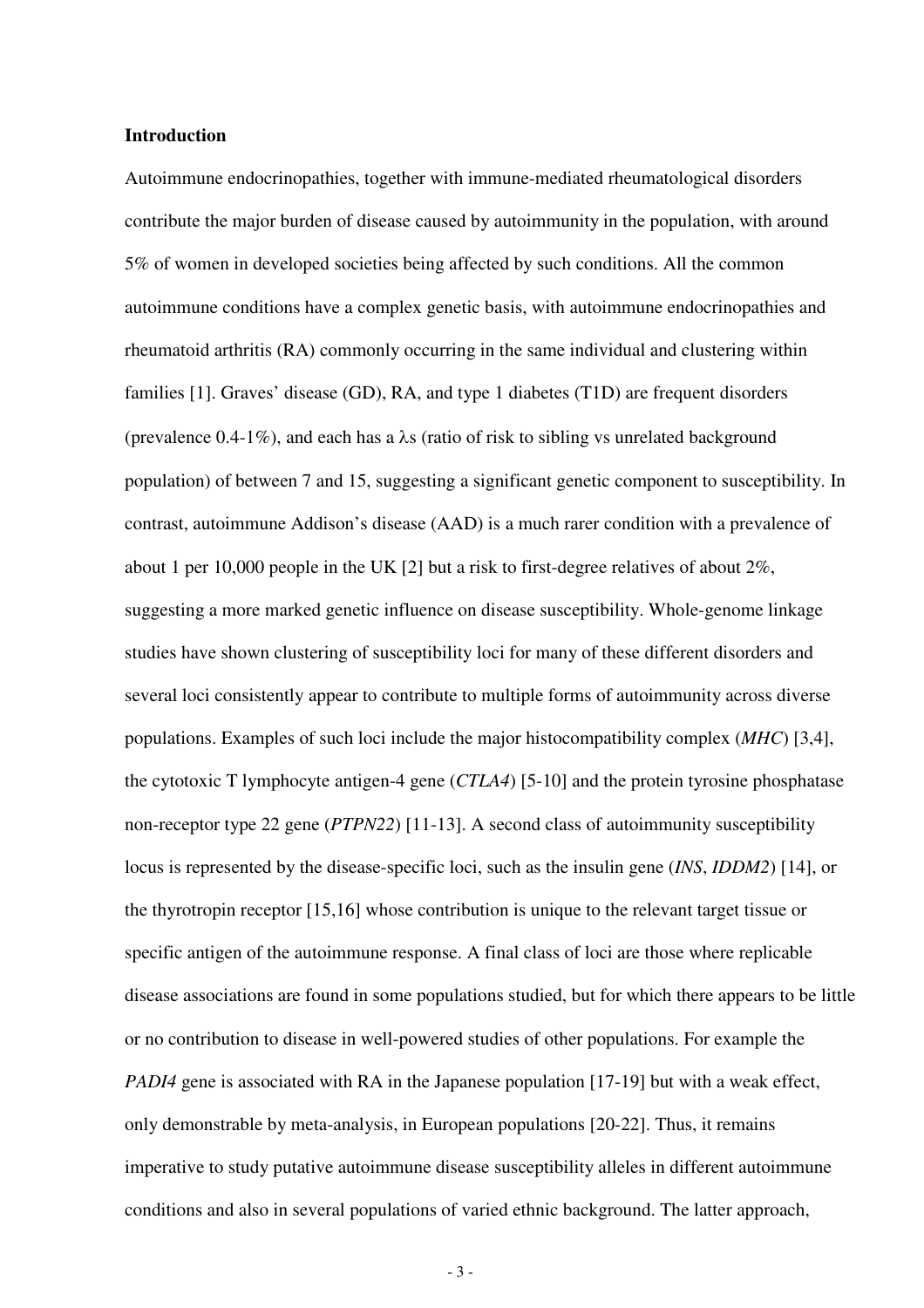## Introduction

Autoimmune endocrinopathies, together with immune-mediated rheumatological disorders contribute the major burden of disease caused by autoimmunity in the population, with around 5% of women in developed societies being affected by such conditions. All the common autoimmune conditions have a complex genetic basis, with autoimmune endocrinopathies and rheumatoid arthritis (RA) commonly occurring in the same individual and clustering within families [1]. Graves' disease (GD), RA, and type 1 diabetes (T1D) are frequent disorders (prevalence 0.4-1%), and each has a $\lambda s$ (ratio of risk to sibling vs unrelated background population) of between 7 and 15, suggesting a significant genetic component to susceptibility. In contrast, autoimmune Addison's disease (AAD) is a much rarer condition with a prevalence of about 1 per 10,000 people in the UK [2] but a risk to first-degree relatives of about 2%, suggesting a more marked genetic influence on disease susceptibility. Whole-genome linkage studies have shown clustering of susceptibility loci for many of these different disorders and several loci consistently appear to contribute to multiple forms of autoimmunity across diverse populations. Examples of such loci include the major histocompatibility complex (*MHC*) [3,4], the cytotoxic T lymphocyte antigen-4 gene (*CTLA4*) [5-10] and the protein tyrosine phosphatase non-receptor type 22 gene (*PTPN22*) [11-13]. A second class of autoimmunity susceptibility locus is represented by the disease-specific loci, such as the insulin gene (*INS*, *IDDM2*) [14], or the thyrotropin receptor [15,16] whose contribution is unique to the relevant target tissue or specific antigen of the autoimmune response. A final class of loci are those where replicable disease associations are found in some populations studied, but for which there appears to be little or no contribution to disease in well-powered studies of other populations. For example the *PADI4* gene is associated with RA in the Japanese population [17-19] but with a weak effect, only demonstrable by meta-analysis, in European populations [20-22]. Thus, it remains imperative to study putative autoimmune disease susceptibility alleles in different autoimmune conditions and also in several populations of varied ethnic background. The latter approach,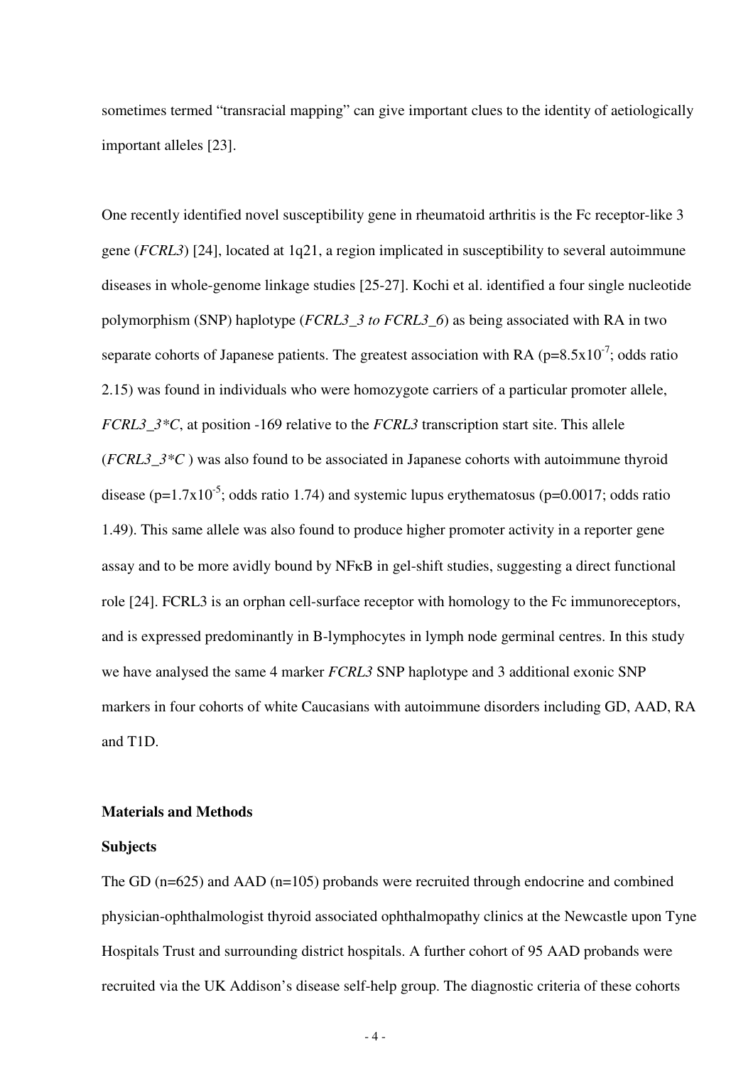sometimes termed "transracial mapping" can give important clues to the identity of aetiologically important alleles [23].

One recently identified novel susceptibility gene in rheumatoid arthritis is the Fc receptor-like 3 gene (*FCRL3*) [24], located at 1q21, a region implicated in susceptibility to several autoimmune diseases in whole-genome linkage studies [25-27]. Kochi et al. identified a four single nucleotide polymorphism (SNP) haplotype (*FCRL3_3 to FCRL3_6*) as being associated with RA in two separate cohorts of Japanese patients. The greatest association with RA ($p=8.5x10^{-7}$; odds ratio 2.15) was found in individuals who were homozygote carriers of a particular promoter allele, *FCRL3_3*C*, at position -169 relative to the *FCRL3* transcription start site. This allele (*FCRL3_3*C* ) was also found to be associated in Japanese cohorts with autoimmune thyroid disease ($p=1.7x10^{-5}$; odds ratio 1.74) and systemic lupus erythematosus (p=0.0017; odds ratio 1.49). This same allele was also found to produce higher promoter activity in a reporter gene assay and to be more avidly bound by NFκB in gel-shift studies, suggesting a direct functional role [24]. FCRL3 is an orphan cell-surface receptor with homology to the Fc immunoreceptors, and is expressed predominantly in B-lymphocytes in lymph node germinal centres. In this study we have analysed the same 4 marker *FCRL3* SNP haplotype and 3 additional exonic SNP markers in four cohorts of white Caucasians with autoimmune disorders including GD, AAD, RA and T1D.

## Materials and Methods

### Subjects

The GD (n=625) and AAD (n=105) probands were recruited through endocrine and combined physician-ophthalmologist thyroid associated ophthalmopathy clinics at the Newcastle upon Tyne Hospitals Trust and surrounding district hospitals. A further cohort of 95 AAD probands were recruited via the UK Addison's disease self-help group. The diagnostic criteria of these cohorts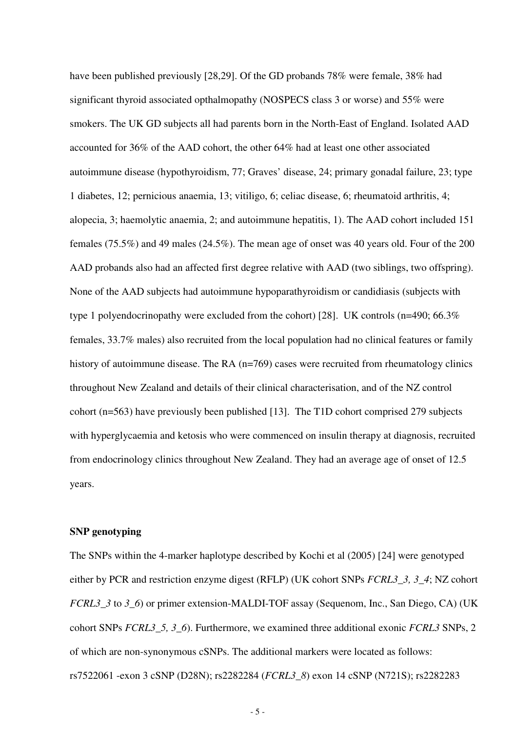have been published previously [28,29]. Of the GD probands 78% were female, 38% had significant thyroid associated opthalmopathy (NOSPECS class 3 or worse) and 55% were smokers. The UK GD subjects all had parents born in the North-East of England. Isolated AAD accounted for 36% of the AAD cohort, the other 64% had at least one other associated autoimmune disease (hypothyroidism, 77; Graves' disease, 24; primary gonadal failure, 23; type 1 diabetes, 12; pernicious anaemia, 13; vitiligo, 6; celiac disease, 6; rheumatoid arthritis, 4; alopecia, 3; haemolytic anaemia, 2; and autoimmune hepatitis, 1). The AAD cohort included 151 females (75.5%) and 49 males (24.5%). The mean age of onset was 40 years old. Four of the 200 AAD probands also had an affected first degree relative with AAD (two siblings, two offspring). None of the AAD subjects had autoimmune hypoparathyroidism or candidiasis (subjects with type 1 polyendocrinopathy were excluded from the cohort) [28]. UK controls (n=490; 66.3% females, 33.7% males) also recruited from the local population had no clinical features or family history of autoimmune disease. The RA (n=769) cases were recruited from rheumatology clinics throughout New Zealand and details of their clinical characterisation, and of the NZ control cohort (n=563) have previously been published [13]. The T1D cohort comprised 279 subjects with hyperglycaemia and ketosis who were commenced on insulin therapy at diagnosis, recruited from endocrinology clinics throughout New Zealand. They had an average age of onset of 12.5 years.

**SNP genotyping**

The SNPs within the 4-marker haplotype described by Kochi et al (2005) [24] were genotyped either by PCR and restriction enzyme digest (RFLP) (UK cohort SNPs *FCRL3_3, 3_4*; NZ cohort *FCRL3_3* to *3_6*) or primer extension-MALDI-TOF assay (Sequenom, Inc., San Diego, CA) (UK cohort SNPs *FCRL3_5, 3_6*). Furthermore, we examined three additional exonic *FCRL3* SNPs, 2 of which are non-synonymous cSNPs. The additional markers were located as follows: rs7522061 -exon 3 cSNP (D28N); rs2282284 (*FCRL3_8*) exon 14 cSNP (N721S); rs2282283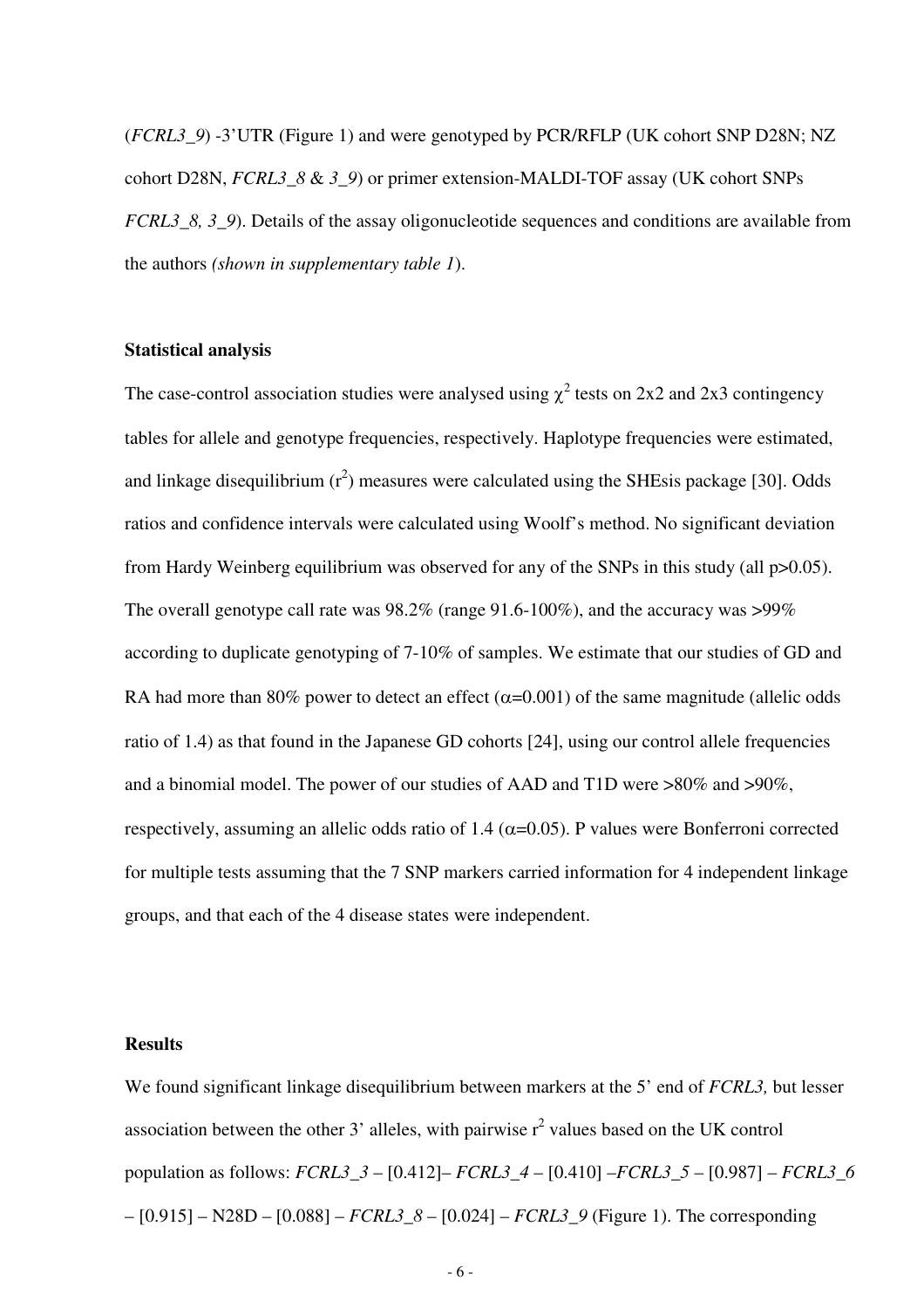(*FCRL3_9*) -3'UTR (Figure 1) and were genotyped by PCR/RFLP (UK cohort SNP D28N; NZ cohort D28N, *FCRL3_8* & *3_9*) or primer extension-MALDI-TOF assay (UK cohort SNPs *FCRL3_8, 3_9*). Details of the assay oligonucleotide sequences and conditions are available from the authors *(shown in supplementary table 1)*.

**Statistical analysis**

The case-control association studies were analysed using $\chi^2$ tests on 2x2 and 2x3 contingency tables for allele and genotype frequencies, respectively. Haplotype frequencies were estimated, and linkage disequilibrium ($r^2$) measures were calculated using the SHEsis package [30]. Odds ratios and confidence intervals were calculated using Woolf's method. No significant deviation from Hardy Weinberg equilibrium was observed for any of the SNPs in this study (all $p>0.05$). The overall genotype call rate was 98.2% (range 91.6-100%), and the accuracy was >99% according to duplicate genotyping of 7-10% of samples. We estimate that our studies of GD and RA had more than 80% power to detect an effect ($\alpha=0.001$) of the same magnitude (allelic odds ratio of 1.4) as that found in the Japanese GD cohorts [24], using our control allele frequencies and a binomial model. The power of our studies of AAD and T1D were >80% and >90%, respectively, assuming an allelic odds ratio of 1.4 ($\alpha=0.05$). P values were Bonferroni corrected for multiple tests assuming that the 7 SNP markers carried information for 4 independent linkage groups, and that each of the 4 disease states were independent.

**Results**

We found significant linkage disequilibrium between markers at the 5' end of *FCRL3,* but lesser association between the other 3' alleles, with pairwise $r^2$ values based on the UK control population as follows: *FCRL3_3* – [0.412]– *FCRL3_4* – [0.410] –*FCRL3_5* – [0.987] – *FCRL3_6* – [0.915] – N28D – [0.088] – *FCRL3_8* – [0.024] – *FCRL3_9* (Figure 1). The corresponding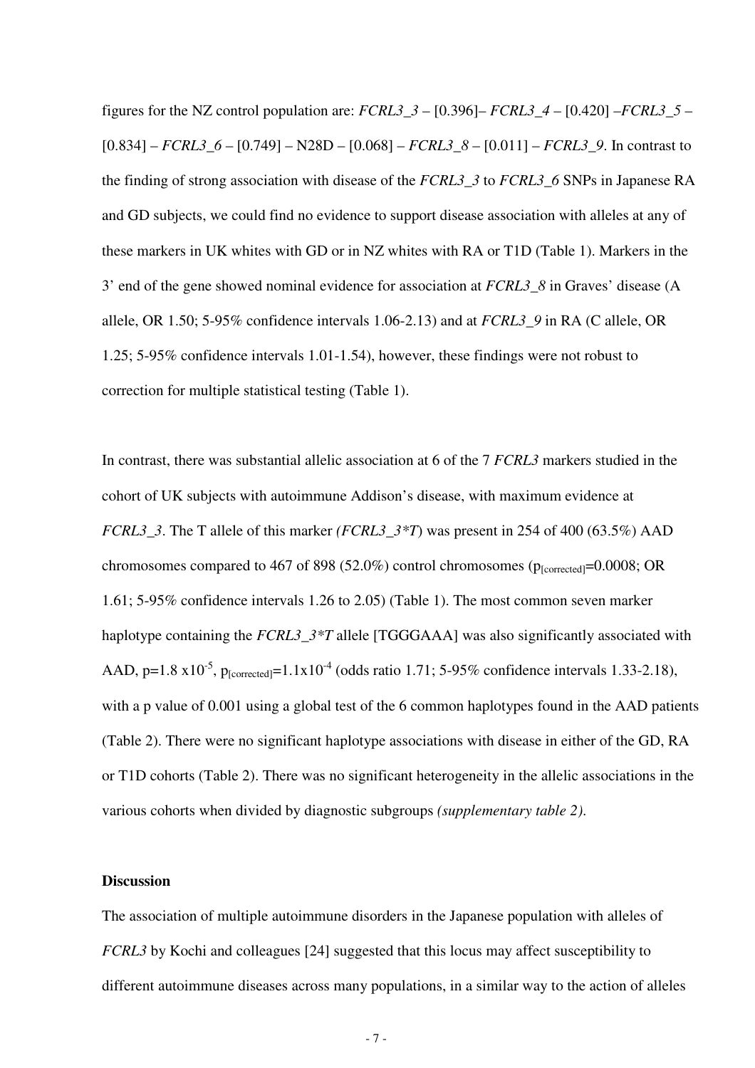figures for the NZ control population are: *FCRL3_3* – [0.396]– *FCRL3_4* – [0.420] –*FCRL3_5* – [0.834] – *FCRL3_6* – [0.749] – N28D – [0.068] – *FCRL3_8* – [0.011] – *FCRL3_9*. In contrast to the finding of strong association with disease of the *FCRL3_3* to *FCRL3_6* SNPs in Japanese RA and GD subjects, we could find no evidence to support disease association with alleles at any of these markers in UK whites with GD or in NZ whites with RA or T1D (Table 1). Markers in the 3' end of the gene showed nominal evidence for association at *FCRL3_8* in Graves' disease (A allele, OR 1.50; 5-95% confidence intervals 1.06-2.13) and at *FCRL3_9* in RA (C allele, OR 1.25; 5-95% confidence intervals 1.01-1.54), however, these findings were not robust to correction for multiple statistical testing (Table 1).

In contrast, there was substantial allelic association at 6 of the 7 *FCRL3* markers studied in the cohort of UK subjects with autoimmune Addison's disease, with maximum evidence at *FCRL3_3*. The T allele of this marker *(FCRL3_3*T*) was present in 254 of 400 (63.5%) AAD chromosomes compared to 467 of 898 (52.0%) control chromosomes ($p_{[corrected]}=0.0008$; OR 1.61; 5-95% confidence intervals 1.26 to 2.05) (Table 1). The most common seven marker haplotype containing the *FCRL3_3*T* allele [TGGGAAA] was also significantly associated with AAD, $p=1.8 \times 10^{-5}$, $p_{[corrected]}=1.1 \times 10^{-4}$ (odds ratio 1.71; 5-95% confidence intervals 1.33-2.18), with a p value of 0.001 using a global test of the 6 common haplotypes found in the AAD patients (Table 2). There were no significant haplotype associations with disease in either of the GD, RA or T1D cohorts (Table 2). There was no significant heterogeneity in the allelic associations in the various cohorts when divided by diagnostic subgroups *(supplementary table 2).*

**Discussion**

The association of multiple autoimmune disorders in the Japanese population with alleles of *FCRL3* by Kochi and colleagues [24] suggested that this locus may affect susceptibility to different autoimmune diseases across many populations, in a similar way to the action of alleles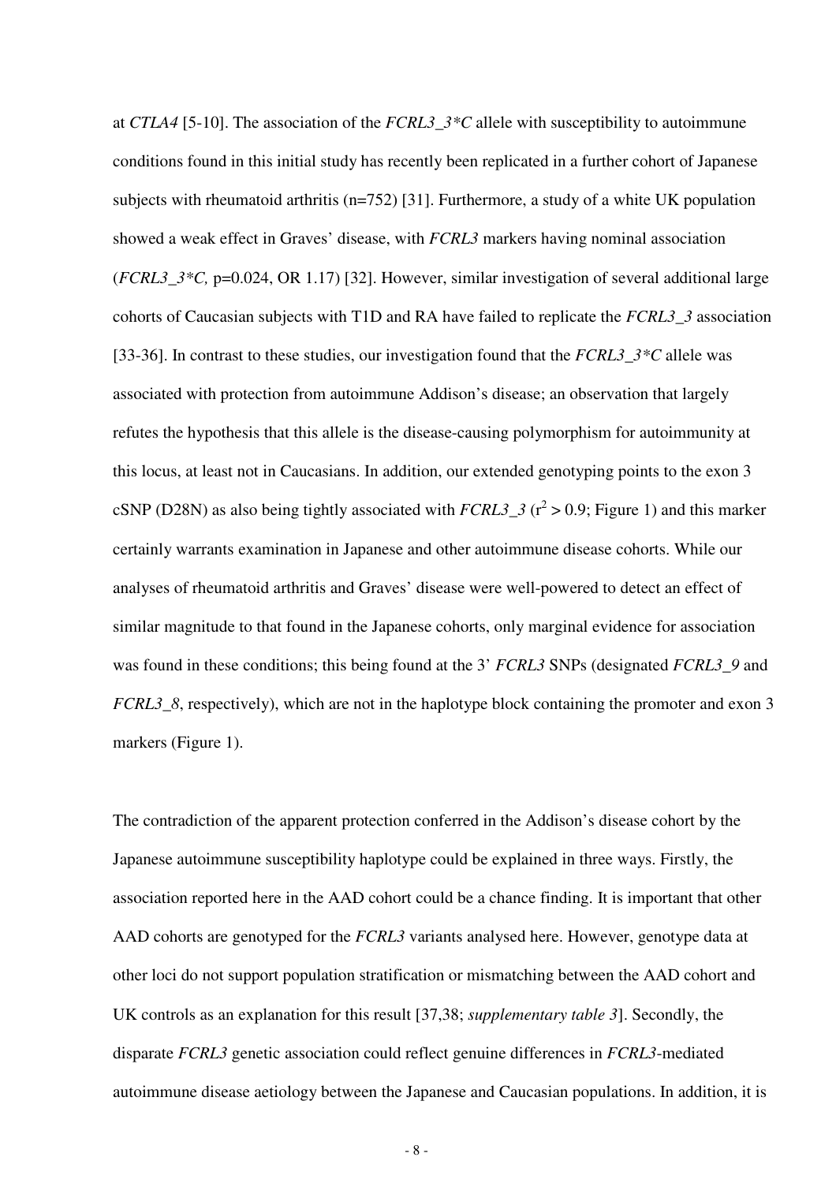at *CTLA4* [5-10]. The association of the *FCRL3_3*C* allele with susceptibility to autoimmune conditions found in this initial study has recently been replicated in a further cohort of Japanese subjects with rheumatoid arthritis (n=752) [31]. Furthermore, a study of a white UK population showed a weak effect in Graves' disease, with *FCRL3* markers having nominal association (*FCRL3_3*C,* p=0.024, OR 1.17) [32]. However, similar investigation of several additional large cohorts of Caucasian subjects with T1D and RA have failed to replicate the *FCRL3_3* association [33-36]. In contrast to these studies, our investigation found that the *FCRL3_3*C* allele was associated with protection from autoimmune Addison's disease; an observation that largely refutes the hypothesis that this allele is the disease-causing polymorphism for autoimmunity at this locus, at least not in Caucasians. In addition, our extended genotyping points to the exon 3 cSNP (D28N) as also being tightly associated with *FCRL3_3* ($r^2 > 0.9$; Figure 1) and this marker certainly warrants examination in Japanese and other autoimmune disease cohorts. While our analyses of rheumatoid arthritis and Graves' disease were well-powered to detect an effect of similar magnitude to that found in the Japanese cohorts, only marginal evidence for association was found in these conditions; this being found at the 3' *FCRL3* SNPs (designated *FCRL3_9* and *FCRL3_8*, respectively), which are not in the haplotype block containing the promoter and exon 3 markers (Figure 1).

The contradiction of the apparent protection conferred in the Addison's disease cohort by the Japanese autoimmune susceptibility haplotype could be explained in three ways. Firstly, the association reported here in the AAD cohort could be a chance finding. It is important that other AAD cohorts are genotyped for the *FCRL3* variants analysed here. However, genotype data at other loci do not support population stratification or mismatching between the AAD cohort and UK controls as an explanation for this result [37,38; *supplementary table 3*]. Secondly, the disparate *FCRL3* genetic association could reflect genuine differences in *FCRL3*-mediated autoimmune disease aetiology between the Japanese and Caucasian populations. In addition, it is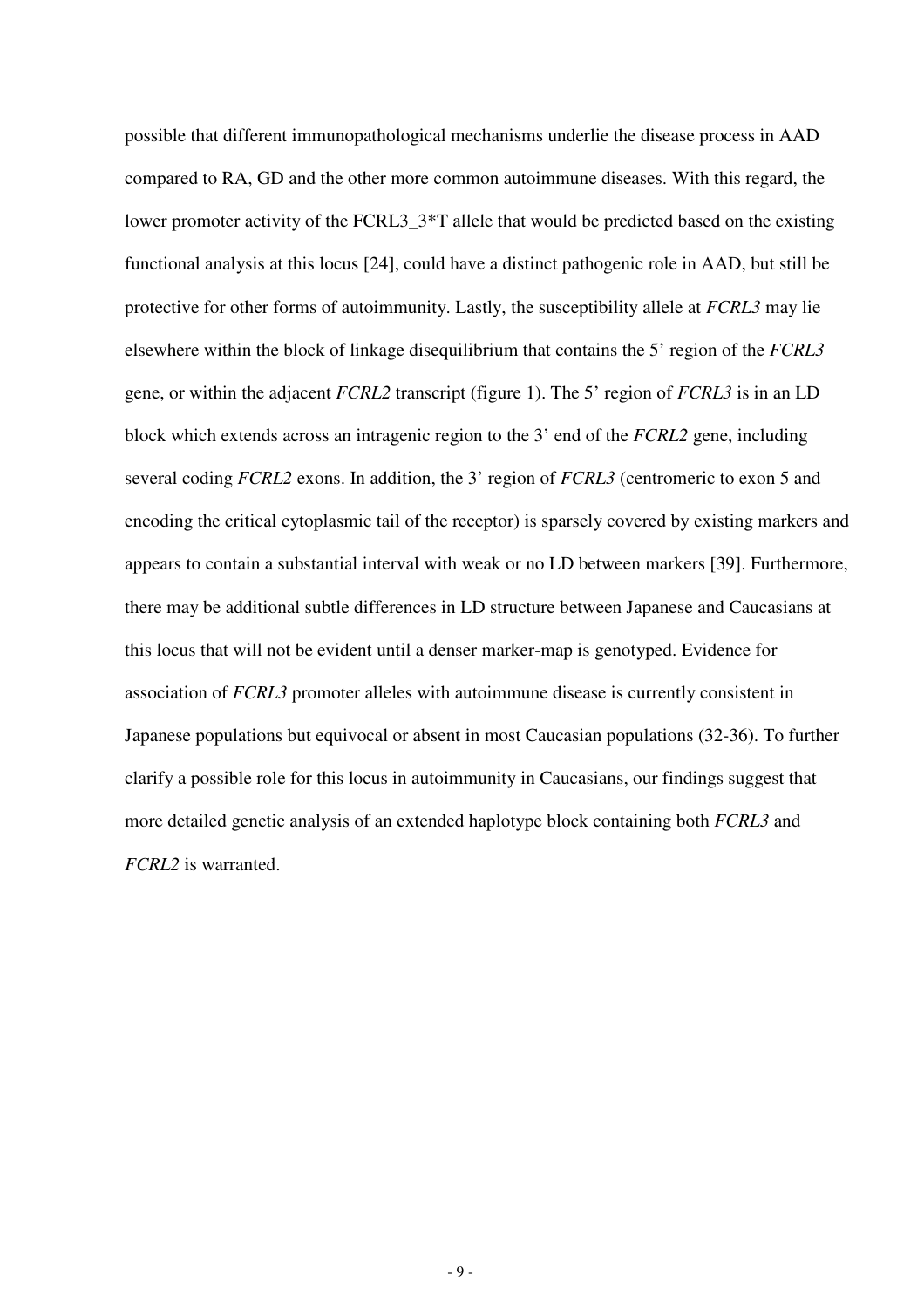possible that different immunopathological mechanisms underlie the disease process in AAD compared to RA, GD and the other more common autoimmune diseases. With this regard, the lower promoter activity of the FCRL3_3*T allele that would be predicted based on the existing functional analysis at this locus [24], could have a distinct pathogenic role in AAD, but still be protective for other forms of autoimmunity. Lastly, the susceptibility allele at *FCRL3* may lie elsewhere within the block of linkage disequilibrium that contains the 5' region of the *FCRL3* gene, or within the adjacent *FCRL2* transcript (figure 1). The 5' region of *FCRL3* is in an LD block which extends across an intragenic region to the 3' end of the *FCRL2* gene, including several coding *FCRL2* exons. In addition, the 3' region of *FCRL3* (centromeric to exon 5 and encoding the critical cytoplasmic tail of the receptor) is sparsely covered by existing markers and appears to contain a substantial interval with weak or no LD between markers [39]. Furthermore, there may be additional subtle differences in LD structure between Japanese and Caucasians at this locus that will not be evident until a denser marker-map is genotyped. Evidence for association of *FCRL3* promoter alleles with autoimmune disease is currently consistent in Japanese populations but equivocal or absent in most Caucasian populations (32-36). To further clarify a possible role for this locus in autoimmunity in Caucasians, our findings suggest that more detailed genetic analysis of an extended haplotype block containing both *FCRL3* and *FCRL2* is warranted.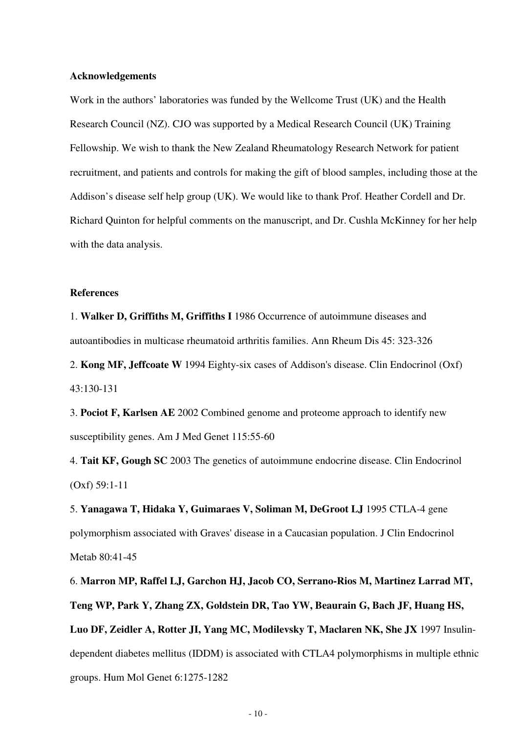**Acknowledgements**

Work in the authors' laboratories was funded by the Wellcome Trust (UK) and the Health Research Council (NZ). CJO was supported by a Medical Research Council (UK) Training Fellowship. We wish to thank the New Zealand Rheumatology Research Network for patient recruitment, and patients and controls for making the gift of blood samples, including those at the Addison's disease self help group (UK). We would like to thank Prof. Heather Cordell and Dr. Richard Quinton for helpful comments on the manuscript, and Dr. Cushla McKinney for her help with the data analysis.

**References**

1. **Walker D, Griffiths M, Griffiths I** 1986 Occurrence of autoimmune diseases and autoantibodies in multicase rheumatoid arthritis families. Ann Rheum Dis 45: 323-326

2. **Kong MF, Jeffcoate W** 1994 Eighty-six cases of Addison's disease. Clin Endocrinol (Oxf) 43:130-131

3. **Pociot F, Karlsen AE** 2002 Combined genome and proteome approach to identify new susceptibility genes. Am J Med Genet 115:55-60

4. **Tait KF, Gough SC** 2003 The genetics of autoimmune endocrine disease. Clin Endocrinol (Oxf) 59:1-11

5. **Yanagawa T, Hidaka Y, Guimaraes V, Soliman M, DeGroot LJ** 1995 CTLA-4 gene polymorphism associated with Graves' disease in a Caucasian population. J Clin Endocrinol Metab 80:41-45

6. **Marron MP, Raffel LJ, Garchon HJ, Jacob CO, Serrano-Rios M, Martinez Larrad MT, Teng WP, Park Y, Zhang ZX, Goldstein DR, Tao YW, Beaurain G, Bach JF, Huang HS, Luo DF, Zeidler A, Rotter JI, Yang MC, Modilevsky T, Maclaren NK, She JX** 1997 Insulin-dependent diabetes mellitus (IDDM) is associated with CTLA4 polymorphisms in multiple ethnic groups. Hum Mol Genet 6:1275-1282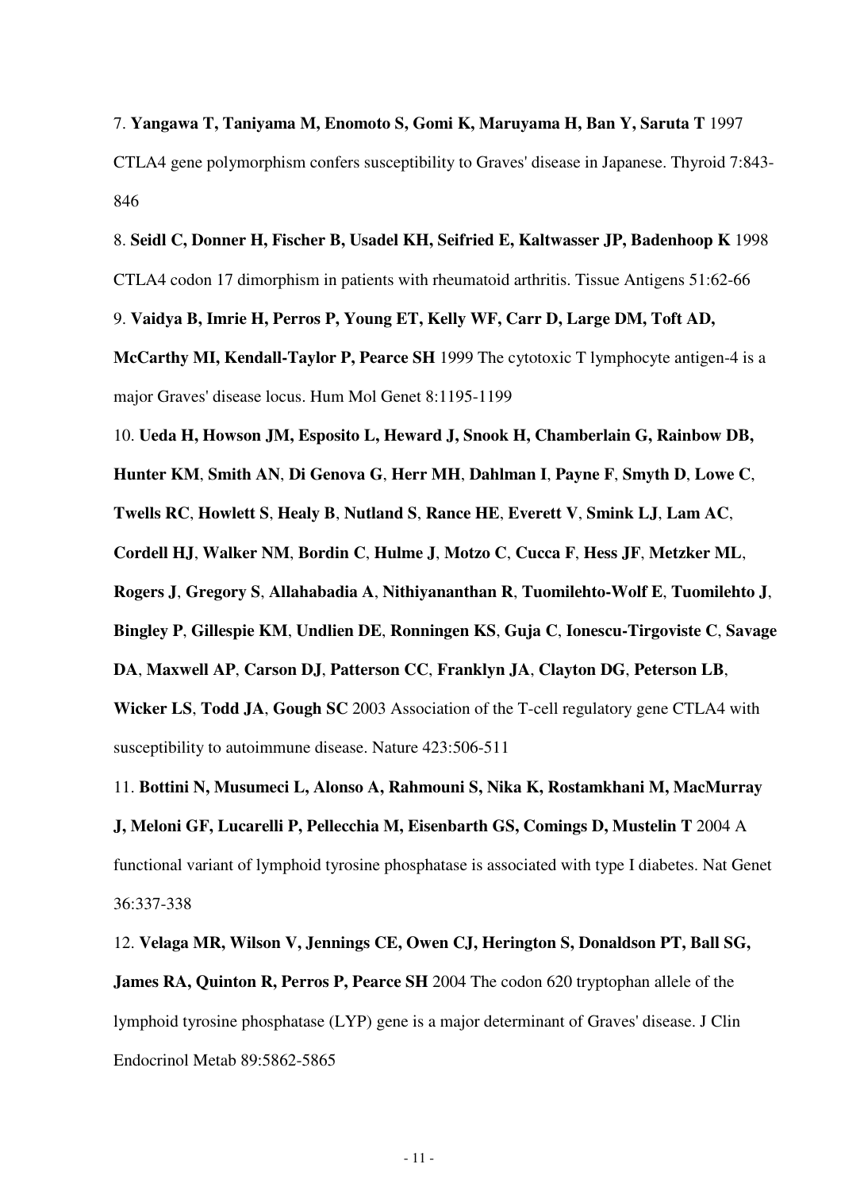7. **Yangawa T, Taniyama M, Enomoto S, Gomi K, Maruyama H, Ban Y, Saruta T** 1997 CTLA4 gene polymorphism confers susceptibility to Graves' disease in Japanese. Thyroid 7:843-846

8. **Seidl C, Donner H, Fischer B, Usadel KH, Seifried E, Kaltwasser JP, Badenhoop K** 1998 CTLA4 codon 17 dimorphism in patients with rheumatoid arthritis. Tissue Antigens 51:62-66

9. **Vaidya B, Imrie H, Perros P, Young ET, Kelly WF, Carr D, Large DM, Toft AD, McCarthy MI, Kendall-Taylor P, Pearce SH** 1999 The cytotoxic T lymphocyte antigen-4 is a major Graves' disease locus. Hum Mol Genet 8:1195-1199

10. **Ueda H, Howson JM, Esposito L, Heward J, Snook H, Chamberlain G, Rainbow DB, Hunter KM**, **Smith AN**, **Di Genova G**, **Herr MH**, **Dahlman I**, **Payne F**, **Smyth D**, **Lowe C**, **Twells RC**, **Howlett S**, **Healy B**, **Nutland S**, **Rance HE**, **Everett V**, **Smink LJ**, **Lam AC**, **Cordell HJ**, **Walker NM**, **Bordin C**, **Hulme J**, **Motzo C**, **Cucca F**, **Hess JF**, **Metzker ML**, **Rogers J**, **Gregory S**, **Allahabadia A**, **Nithiyananthan R**, **Tuomilehto-Wolf E**, **Tuomilehto J**, **Bingley P**, **Gillespie KM**, **Undlien DE**, **Ronningen KS**, **Guja C**, **Ionescu-Tirgoviste C**, **Savage DA**, **Maxwell AP**, **Carson DJ**, **Patterson CC**, **Franklyn JA**, **Clayton DG**, **Peterson LB**, **Wicker LS**, **Todd JA**, **Gough SC** 2003 Association of the T-cell regulatory gene CTLA4 with susceptibility to autoimmune disease. Nature 423:506-511

11. **Bottini N, Musumeci L, Alonso A, Rahmouni S, Nika K, Rostamkhani M, MacMurray J, Meloni GF, Lucarelli P, Pellecchia M, Eisenbarth GS, Comings D, Mustelin T** 2004 A functional variant of lymphoid tyrosine phosphatase is associated with type I diabetes. Nat Genet 36:337-338

12. **Velaga MR, Wilson V, Jennings CE, Owen CJ, Herington S, Donaldson PT, Ball SG, James RA, Quinton R, Perros P, Pearce SH** 2004 The codon 620 tryptophan allele of the lymphoid tyrosine phosphatase (LYP) gene is a major determinant of Graves' disease. J Clin Endocrinol Metab 89:5862-5865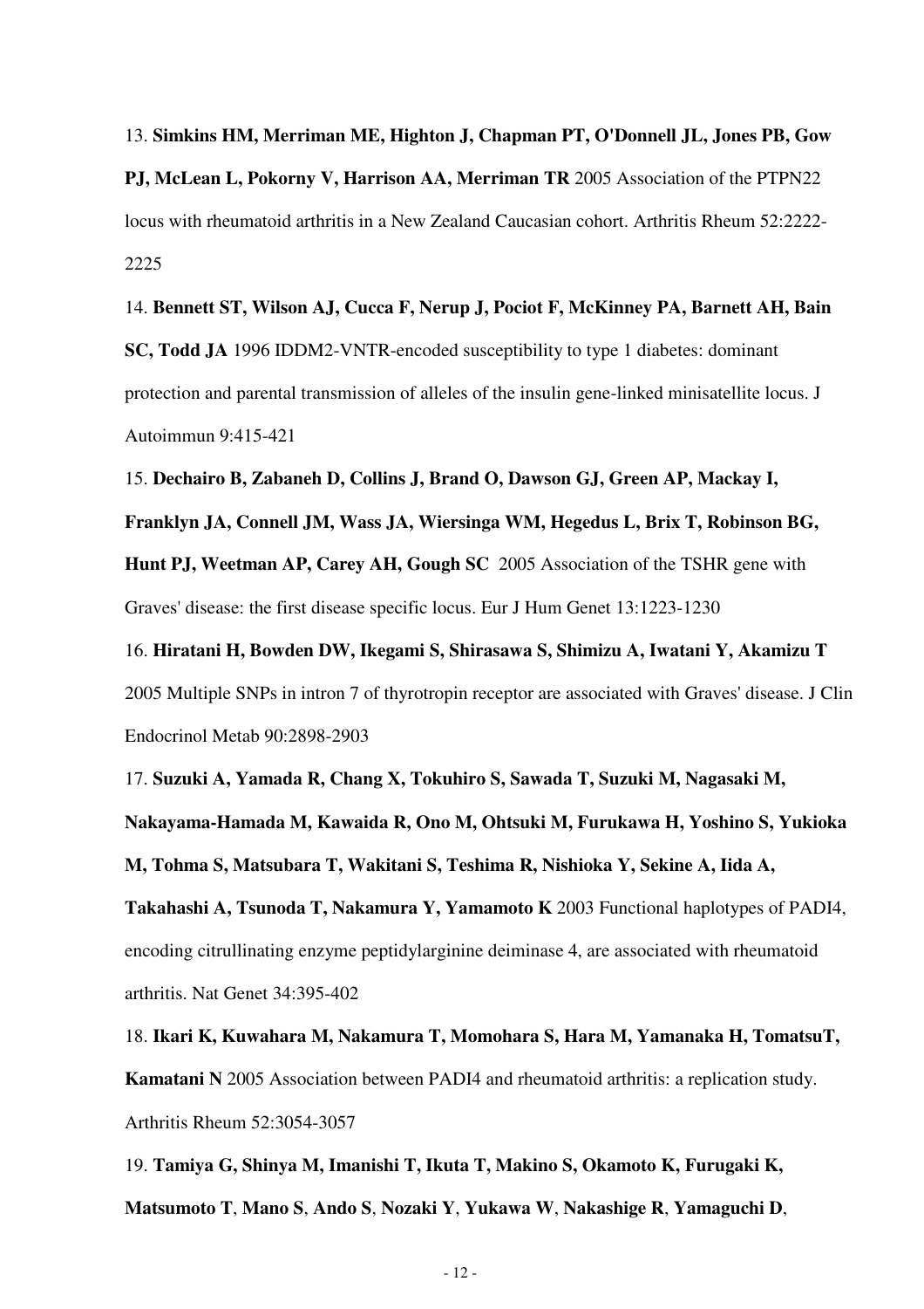13. **Simkins HM, Merriman ME, Highton J, Chapman PT, O'Donnell JL, Jones PB, Gow PJ, McLean L, Pokorny V, Harrison AA, Merriman TR** 2005 Association of the PTPN22 locus with rheumatoid arthritis in a New Zealand Caucasian cohort. Arthritis Rheum 52:2222-2225

14. **Bennett ST, Wilson AJ, Cucca F, Nerup J, Pociot F, McKinney PA, Barnett AH, Bain SC, Todd JA** 1996 IDDM2-VNTR-encoded susceptibility to type 1 diabetes: dominant protection and parental transmission of alleles of the insulin gene-linked minisatellite locus. J Autoimmun 9:415-421

15. **Dechairo B, Zabaneh D, Collins J, Brand O, Dawson GJ, Green AP, Mackay I, Franklyn JA, Connell JM, Wass JA, Wiersinga WM, Hegedus L, Brix T, Robinson BG, Hunt PJ, Weetman AP, Carey AH, Gough SC** 2005 Association of the TSHR gene with Graves' disease: the first disease specific locus. Eur J Hum Genet 13:1223-1230

16. **Hiratani H, Bowden DW, Ikegami S, Shirasawa S, Shimizu A, Iwatani Y, Akamizu T** 2005 Multiple SNPs in intron 7 of thyrotropin receptor are associated with Graves' disease. J Clin Endocrinol Metab 90:2898-2903

17. **Suzuki A, Yamada R, Chang X, Tokuhiro S, Sawada T, Suzuki M, Nagasaki M, Nakayama-Hamada M, Kawaida R, Ono M, Ohtsuki M, Furukawa H, Yoshino S, Yukioka M, Tohma S, Matsubara T, Wakitani S, Teshima R, Nishioka Y, Sekine A, Iida A, Takahashi A, Tsunoda T, Nakamura Y, Yamamoto K** 2003 Functional haplotypes of PADI4, encoding citrullinating enzyme peptidylarginine deiminase 4, are associated with rheumatoid arthritis. Nat Genet 34:395-402

18. **Ikari K, Kuwahara M, Nakamura T, Momohara S, Hara M, Yamanaka H, TomatsuT, Kamatani N** 2005 Association between PADI4 and rheumatoid arthritis: a replication study. Arthritis Rheum 52:3054-3057

19. **Tamiya G, Shinya M, Imanishi T, Ikuta T, Makino S, Okamoto K, Furugaki K, Matsumoto T**, **Mano S**, **Ando S**, **Nozaki Y**, **Yukawa W**, **Nakashige R**, **Yamaguchi D**,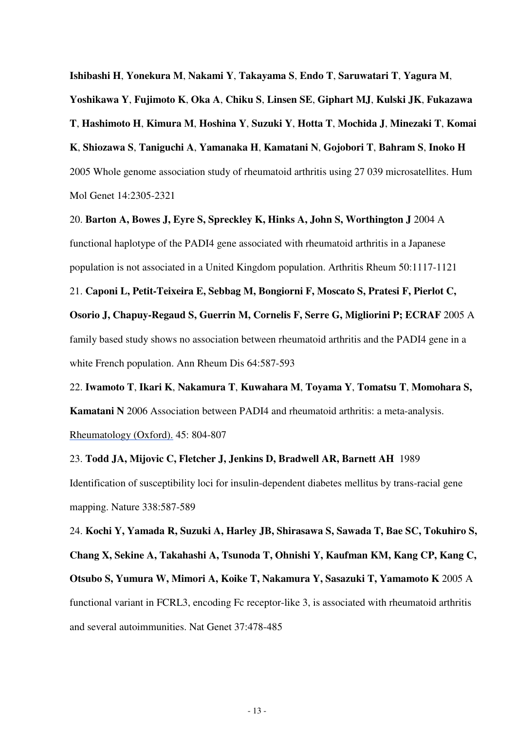**Ishibashi H**, **Yonekura M**, **Nakami Y**, **Takayama S**, **Endo T**, **Saruwatari T**, **Yagura M**, **Yoshikawa Y**, **Fujimoto K**, **Oka A**, **Chiku S**, **Linsen SE**, **Giphart MJ**, **Kulski JK**, **Fukazawa T**, **Hashimoto H**, **Kimura M**, **Hoshina Y**, **Suzuki Y**, **Hotta T**, **Mochida J**, **Minezaki T**, **Komai K**, **Shiozawa S**, **Taniguchi A**, **Yamanaka H**, **Kamatani N**, **Gojobori T**, **Bahram S**, **Inoko H** 2005 Whole genome association study of rheumatoid arthritis using 27 039 microsatellites. Hum Mol Genet 14:2305-2321

20. **Barton A, Bowes J, Eyre S, Spreckley K, Hinks A, John S, Worthington J** 2004 A functional haplotype of the PADI4 gene associated with rheumatoid arthritis in a Japanese population is not associated in a United Kingdom population. Arthritis Rheum 50:1117-1121

21. **Caponi L, Petit-Teixeira E, Sebbag M, Bongiorni F, Moscato S, Pratesi F, Pierlot C, Osorio J, Chapuy-Regaud S, Guerrin M, Cornelis F, Serre G, Migliorini P; ECRAF** 2005 A family based study shows no association between rheumatoid arthritis and the PADI4 gene in a white French population. Ann Rheum Dis 64:587-593

22. **Iwamoto T**, **Ikari K**, **Nakamura T**, **Kuwahara M**, **Toyama Y**, **Tomatsu T**, **Momohara S, Kamatani N** 2006 Association between PADI4 and rheumatoid arthritis: a meta-analysis. Rheumatology (Oxford). 45: 804-807

23. **Todd JA, Mijovic C, Fletcher J, Jenkins D, Bradwell AR, Barnett AH** 1989 Identification of susceptibility loci for insulin-dependent diabetes mellitus by trans-racial gene mapping. Nature 338:587-589

24. **Kochi Y, Yamada R, Suzuki A, Harley JB, Shirasawa S, Sawada T, Bae SC, Tokuhiro S, Chang X, Sekine A, Takahashi A, Tsunoda T, Ohnishi Y, Kaufman KM, Kang CP, Kang C, Otsubo S, Yumura W, Mimori A, Koike T, Nakamura Y, Sasazuki T, Yamamoto K** 2005 A functional variant in FCRL3, encoding Fc receptor-like 3, is associated with rheumatoid arthritis and several autoimmunities. Nat Genet 37:478-485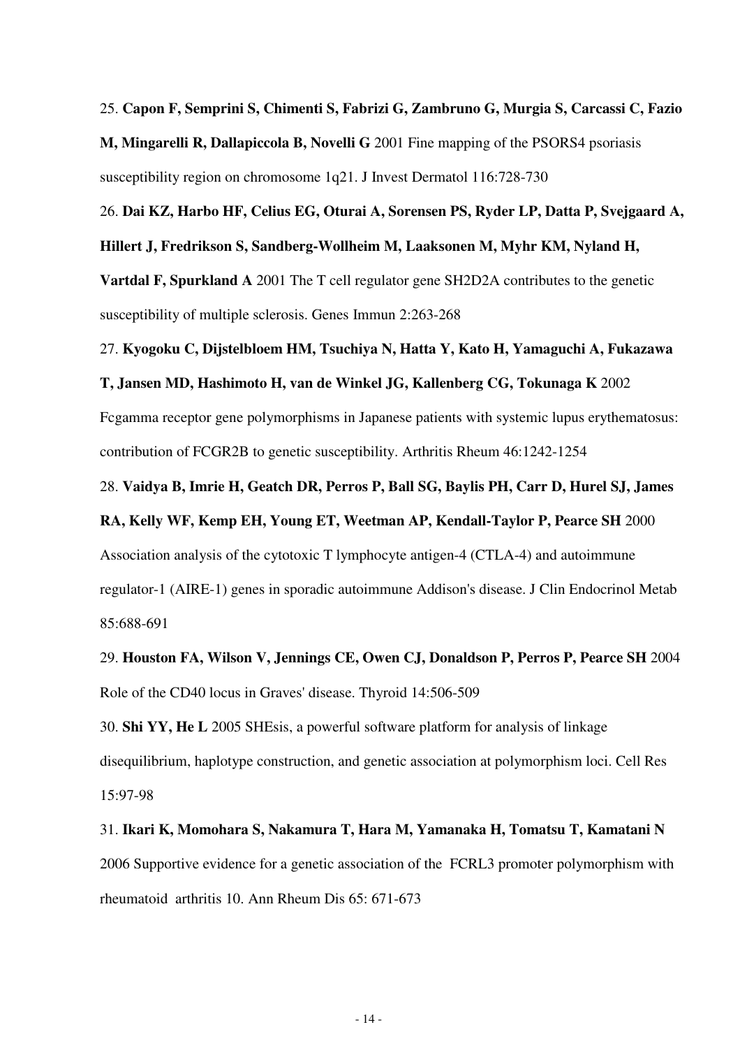25. **Capon F, Semprini S, Chimenti S, Fabrizi G, Zambruno G, Murgia S, Carcassi C, Fazio M, Mingarelli R, Dallapiccola B, Novelli G** 2001 Fine mapping of the PSORS4 psoriasis susceptibility region on chromosome 1q21. J Invest Dermatol 116:728-730

26. **Dai KZ, Harbo HF, Celius EG, Oturai A, Sorensen PS, Ryder LP, Datta P, Svejgaard A, Hillert J, Fredrikson S, Sandberg-Wollheim M, Laaksonen M, Myhr KM, Nyland H, Vartdal F, Spurkland A** 2001 The T cell regulator gene SH2D2A contributes to the genetic susceptibility of multiple sclerosis. Genes Immun 2:263-268

27. **Kyogoku C, Dijstelbloem HM, Tsuchiya N, Hatta Y, Kato H, Yamaguchi A, Fukazawa T, Jansen MD, Hashimoto H, van de Winkel JG, Kallenberg CG, Tokunaga K** 2002 Fcgamma receptor gene polymorphisms in Japanese patients with systemic lupus erythematosus: contribution of FCGR2B to genetic susceptibility. Arthritis Rheum 46:1242-1254

28. **Vaidya B, Imrie H, Geatch DR, Perros P, Ball SG, Baylis PH, Carr D, Hurel SJ, James RA, Kelly WF, Kemp EH, Young ET, Weetman AP, Kendall-Taylor P, Pearce SH** 2000 Association analysis of the cytotoxic T lymphocyte antigen-4 (CTLA-4) and autoimmune regulator-1 (AIRE-1) genes in sporadic autoimmune Addison's disease. J Clin Endocrinol Metab 85:688-691

29. **Houston FA, Wilson V, Jennings CE, Owen CJ, Donaldson P, Perros P, Pearce SH** 2004 Role of the CD40 locus in Graves' disease. Thyroid 14:506-509

30. **Shi YY, He L** 2005 SHEsis, a powerful software platform for analysis of linkage disequilibrium, haplotype construction, and genetic association at polymorphism loci. Cell Res 15:97-98

31. **Ikari K, Momohara S, Nakamura T, Hara M, Yamanaka H, Tomatsu T, Kamatani N** 2006 Supportive evidence for a genetic association of the FCRL3 promoter polymorphism with rheumatoid arthritis 10. Ann Rheum Dis 65: 671-673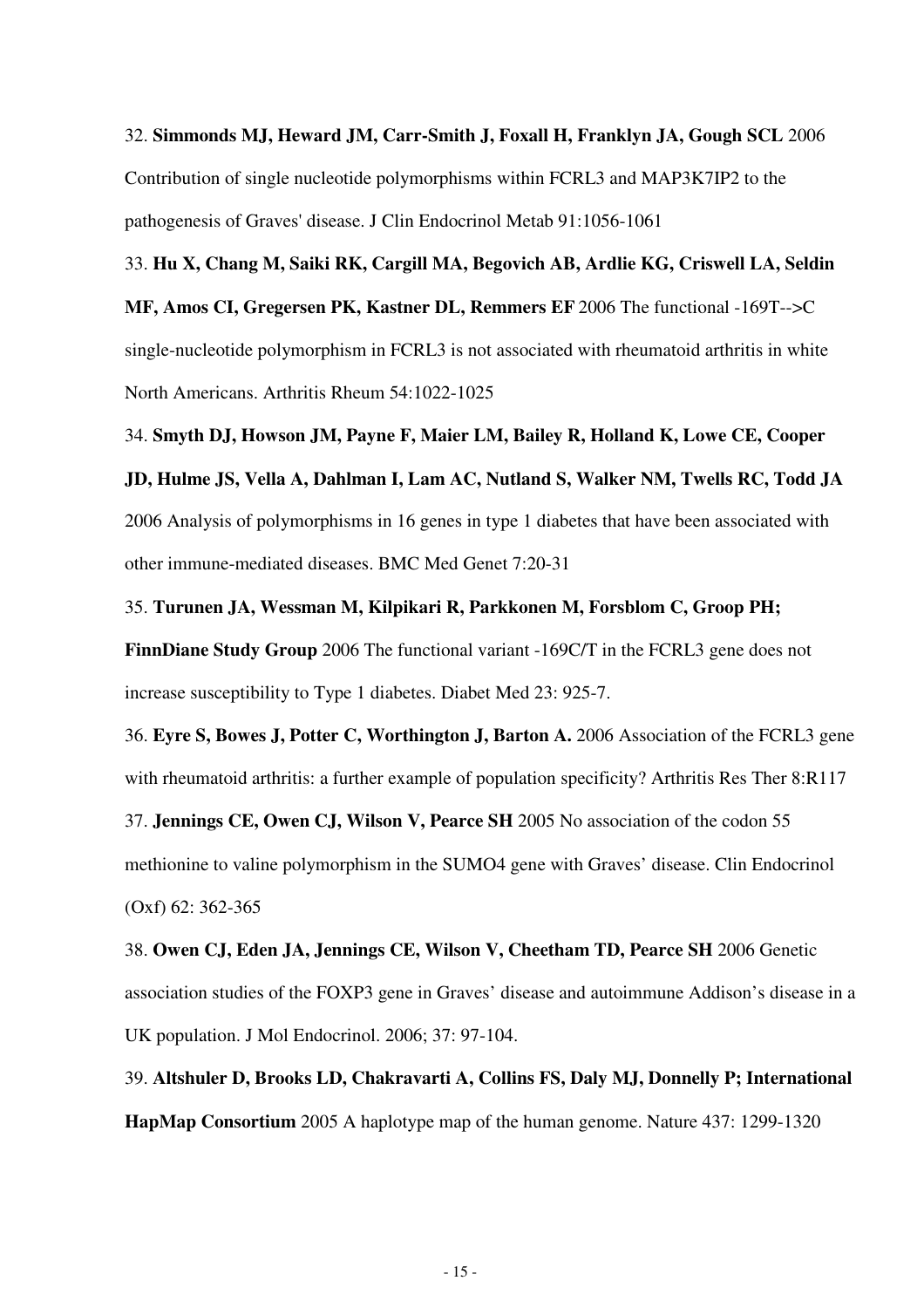32. **Simmonds MJ, Heward JM, Carr-Smith J, Foxall H, Franklyn JA, Gough SCL** 2006 Contribution of single nucleotide polymorphisms within FCRL3 and MAP3K7IP2 to the pathogenesis of Graves' disease. J Clin Endocrinol Metab 91:1056-1061

33. **Hu X, Chang M, Saiki RK, Cargill MA, Begovich AB, Ardlie KG, Criswell LA, Seldin MF, Amos CI, Gregersen PK, Kastner DL, Remmers EF** 2006 The functional -169T-->C single-nucleotide polymorphism in FCRL3 is not associated with rheumatoid arthritis in white North Americans. Arthritis Rheum 54:1022-1025

34. **Smyth DJ, Howson JM, Payne F, Maier LM, Bailey R, Holland K, Lowe CE, Cooper JD, Hulme JS, Vella A, Dahlman I, Lam AC, Nutland S, Walker NM, Twells RC, Todd JA** 2006 Analysis of polymorphisms in 16 genes in type 1 diabetes that have been associated with other immune-mediated diseases. BMC Med Genet 7:20-31

35. **Turunen JA, Wessman M, Kilpikari R, Parkkonen M, Forsblom C, Groop PH; FinnDiane Study Group** 2006 The functional variant -169C/T in the FCRL3 gene does not increase susceptibility to Type 1 diabetes. Diabet Med 23: 925-7.

36. **Eyre S, Bowes J, Potter C, Worthington J, Barton A.** 2006 Association of the FCRL3 gene with rheumatoid arthritis: a further example of population specificity? Arthritis Res Ther 8:R117

37. **Jennings CE, Owen CJ, Wilson V, Pearce SH** 2005 No association of the codon 55 methionine to valine polymorphism in the SUMO4 gene with Graves' disease. Clin Endocrinol (Oxf) 62: 362-365

38. **Owen CJ, Eden JA, Jennings CE, Wilson V, Cheetham TD, Pearce SH** 2006 Genetic association studies of the FOXP3 gene in Graves' disease and autoimmune Addison's disease in a UK population. J Mol Endocrinol. 2006; 37: 97-104.

39. **Altshuler D, Brooks LD, Chakravarti A, Collins FS, Daly MJ, Donnelly P; International HapMap Consortium** 2005 A haplotype map of the human genome. Nature 437: 1299-1320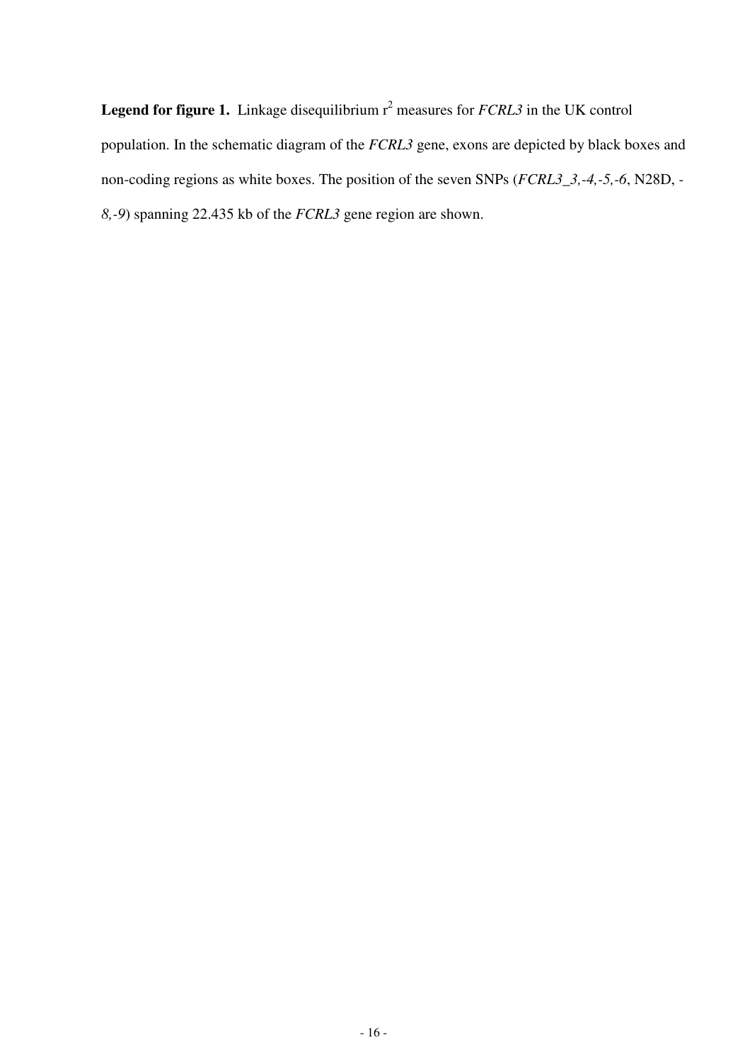**Legend for figure 1.** Linkage disequilibrium $r^2$ measures for *FCRL3* in the UK control population. In the schematic diagram of the *FCRL3* gene, exons are depicted by black boxes and non-coding regions as white boxes. The position of the seven SNPs (*FCRL3_3,-4,-5,-6*, N28D, *-8,-9*) spanning 22.435 kb of the *FCRL3* gene region are shown.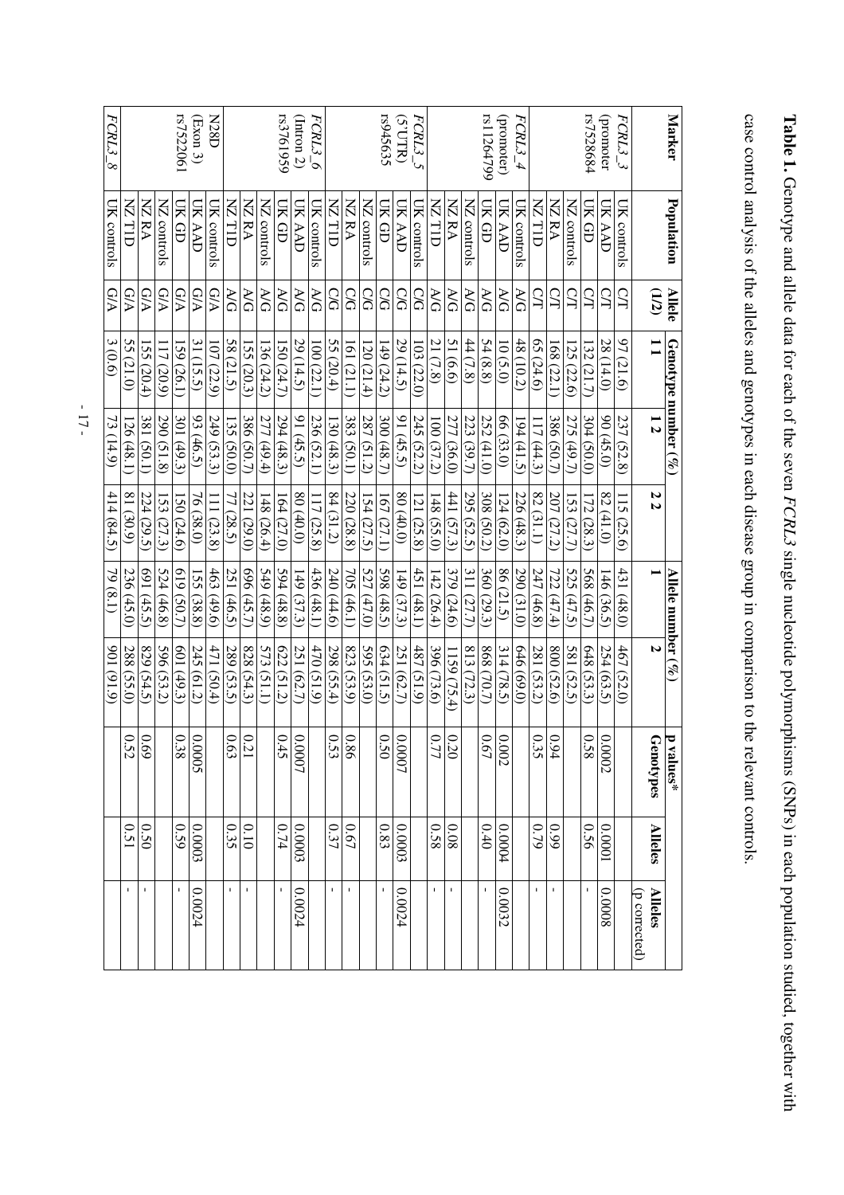**Table 1.** Genotype and allele data for each of the seven *FCRL3* single nucleotide polymorphisms (SNPs) in each population studied, together with case control analysis of the alleles and genotypes in each disease group in comparison to the relevant controls.

| Marker | Population | Allele (1/2) | Genotype number (%) | | | Allele number (%) | | p values* | | |
|---|---|---|---|---|---|---|---|---|---|---|
| | | | 1 1 | 1 2 | 2 2 | 1 | 2 | Genotypes | Alleles | Alleles (p corrected) |
| *FCRL3_3* (promoter) rs7528684 | UK controls | C/T | 97 (21.6) | 237 (52.8) | 115 (25.6) | 431 (48.0) | 467 (52.0) | | | |
| | UK AAD | C/T | 28 (14.0) | 90 (45.0) | 82 (41.0) | 146 (36.5) | 254 (63.5) | 0.0002 | 0.0001 | 0.0008 |
| | UK GD | C/T | 132 (21.7) | 304 (50.0) | 172 (28.3) | 568 (46.7) | 648 (53.3) | 0.58 | 0.56 | - |
| | NZ controls | C/T | 125 (22.6) | 275 (49.7) | 153 (27.7) | 525 (47.5) | 581 (52.5) | | | |
| | NZ RA | C/T | 168 (22.1) | 386 (50.7) | 207 (27.2) | 722 (47.4) | 800 (52.6) | 0.94 | 0.99 | - |
| | NZ T1D | C/T | 65 (24.6) | 117 (44.3) | 82 (31.1) | 247 (46.8) | 281 (53.2) | 0.35 | 0.79 | - |
| *FCRL3_4* (promoter) rs11264799 | UK controls | A/G | 48 (10.2) | 194 (41.5) | 226 (48.3) | 290 (31.0) | 646 (69.0) | | | |
| | UK AAD | A/G | 10 (5.0) | 66 (33.0) | 124 (62.0) | 86 (21.5) | 314 (78.5) | 0.002 | 0.0004 | 0.0032 |
| | UK GD | A/G | 54 (8.8) | 252 (41.0) | 308 (50.2) | 360 (29.3) | 868 (70.7) | 0.67 | 0.40 | - |
| | NZ controls | A/G | 44 (7.8) | 223 (39.7) | 295 (52.5) | 311 (27.7) | 813 (72.3) | | | |
| | NZ RA | A/G | 51 (6.6) | 277 (36.0) | 441 (57.3) | 379 (24.6) | 1159 (75.4) | 0.20 | 0.08 | - |
| | NZ T1D | A/G | 21 (7.8) | 100 (37.2) | 148 (55.0) | 142 (26.4) | 396 (73.6) | 0.77 | 0.58 | - |
| *FCRL3_5* (5'UTR) rs945635 | UK controls | C/G | 103 (22.0) | 245 (52.2) | 121 (25.8) | 451 (48.1) | 487 (51.9) | | | |
| | UK AAD | C/G | 29 (14.5) | 91 (45.5) | 80 (40.0) | 149 (37.3) | 251 (62.7) | 0.0007 | 0.0003 | 0.0024 |
| | UK GD | C/G | 149 (24.2) | 300 (48.7) | 167 (27.1) | 598 (48.5) | 634 (51.5) | 0.50 | 0.83 | - |
| | NZ controls | C/G | 120 (21.4) | 287 (51.2) | 154 (27.5) | 527 (47.0) | 595 (53.0) | | | |
| | NZ RA | C/G | 161 (21.1) | 383 (50.1) | 220 (28.8) | 705 (46.1) | 823 (53.9) | 0.86 | 0.67 | - |
| | NZ T1D | C/G | 55 (20.4) | 130 (48.3) | 84 (31.2) | 240 (44.6) | 298 (55.4) | 0.53 | 0.37 | - |
| *FCRL3_6* (Intron 2) rs3761959 | UK controls | A/G | 100 (22.1) | 236 (52.1) | 117 (25.8) | 436 (48.1) | 470 (51.9) | | | |
| | UK AAD | A/G | 29 (14.5) | 91 (45.5) | 80 (40.0) | 149 (37.3) | 251 (62.7) | 0.0007 | 0.0003 | 0.0024 |
| | UK GD | A/G | 150 (24.7) | 294 (48.3) | 164 (27.0) | 594 (48.8) | 622 (51.2) | 0.45 | 0.74 | - |
| | NZ controls | A/G | 136 (24.2) | 277 (49.4) | 148 (26.4) | 549 (48.9) | 573 (51.1) | | | |
| | NZ RA | A/G | 155 (20.3) | 386 (50.7) | 221 (29.0) | 696 (45.7) | 828 (54.3) | 0.21 | 0.10 | - |
| | NZ T1D | A/G | 58 (21.5) | 135 (50.0) | 77 (28.5) | 251 (46.5) | 289 (53.5) | 0.63 | 0.35 | - |
| N28D (Exon 3) rs7522061 | UK controls | G/A | 107 (22.9) | 249 (53.3) | 111 (23.8) | 463 (49.6) | 471 (50.4) | | | |
| | UK AAD | G/A | 31 (15.5) | 93 (46.5) | 76 (38.0) | 155 (38.8) | 245 (61.2) | 0.0005 | 0.0003 | 0.0024 |
| | UK GD | G/A | 159 (26.1) | 301 (49.3) | 150 (24.6) | 619 (50.7) | 601 (49.3) | 0.38 | 0.59 | - |
| | NZ controls | G/A | 117 (20.9) | 290 (51.8) | 153 (27.3) | 524 (46.8) | 596 (53.2) | | | |
| | NZ RA | G/A | 155 (20.4) | 381 (50.1) | 224 (29.5) | 691 (45.5) | 829 (54.5) | 0.69 | 0.50 | - |
| | NZ T1D | G/A | 55 (21.0) | 126 (48.1) | 81 (30.9) | 236 (45.0) | 288 (55.0) | 0.52 | 0.51 | - |
| *FCRL3_8* | UK controls | G/A | 3 (0.6) | 73 (14.9) | 414 (84.5) | 79 (8.1) | 901 (91.9) | | | |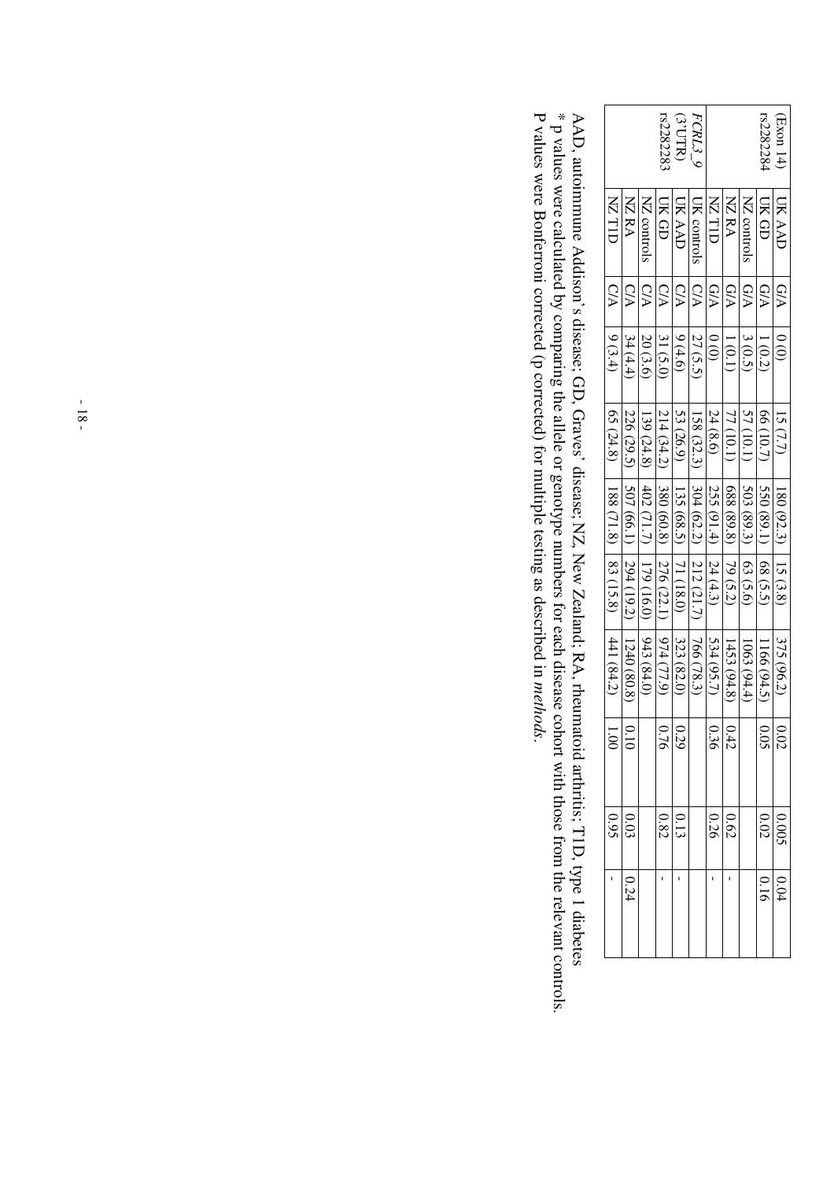| (Exon 14) | UK AAD | G/A | 0 (0) | 15 (7.7) | 180 (92.3) | 15 (3.8) | 375 (96.2) | 0.02 | 0.005 | 0.04 |
|---|---|---|---|---|---|---|---|---|---|---|
| rs2282284 | UK GD | G/A | 1 (0.2) | 66 (10.7) | 550 (89.1) | 68 (5.5) | 1166 (94.5) | 0.05 | 0.02 | 0.16 |
| | NZ controls | G/A | 3 (0.5) | 57 (10.1) | 503 (89.3) | 63 (5.6) | 1063 (94.4) | | | |
| | NZ RA | G/A | 1 (0.1) | 77 (10.1) | 688 (89.8) | 79 (5.2) | 1453 (94.8) | 0.42 | 0.62 | - |
| | NZ T1D | G/A | 0 (0) | 24 (8.6) | 255 (91.4) | 24 (4.3) | 534 (95.7) | 0.36 | 0.26 | - |
| *FCRL3_9* | UK controls | C/A | 27 (5.5) | 158 (32.3) | 304 (62.2) | 212 (21.7) | 766 (78.3) | | | |
| (3'UTR) | UK AAD | C/A | 9 (4.6) | 53 (26.9) | 135 (68.5) | 71 (18.0) | 323 (82.0) | 0.29 | 0.13 | - |
| rs2282283 | UK GD | C/A | 31 (5.0) | 214 (34.2) | 380 (60.8) | 276 (22.1) | 974 (77.9) | 0.76 | 0.82 | - |
| | NZ controls | C/A | 20 (3.6) | 139 (24.8) | 402 (71.7) | 179 (16.0) | 943 (84.0) | | | |
| | NZ RA | C/A | 34 (4.4) | 226 (29.5) | 507 (66.1) | 294 (19.2) | 1240 (80.8) | 0.10 | 0.03 | 0.24 |
| | NZ T1D | C/A | 9 (3.4) | 65 (24.8) | 188 (71.8) | 83 (15.8) | 441 (84.2) | 1.00 | 0.95 | - |

AAD, autoimmune Addison's disease; GD, Graves' disease; NZ, New Zealand; RA, rheumatoid arthritis; T1D, type 1 diabetes
\* p values were calculated by comparing the allele or genotype numbers for each disease cohort with those from the relevant controls.
P values were Bonferroni corrected (p corrected) for multiple testing as described in *methods*.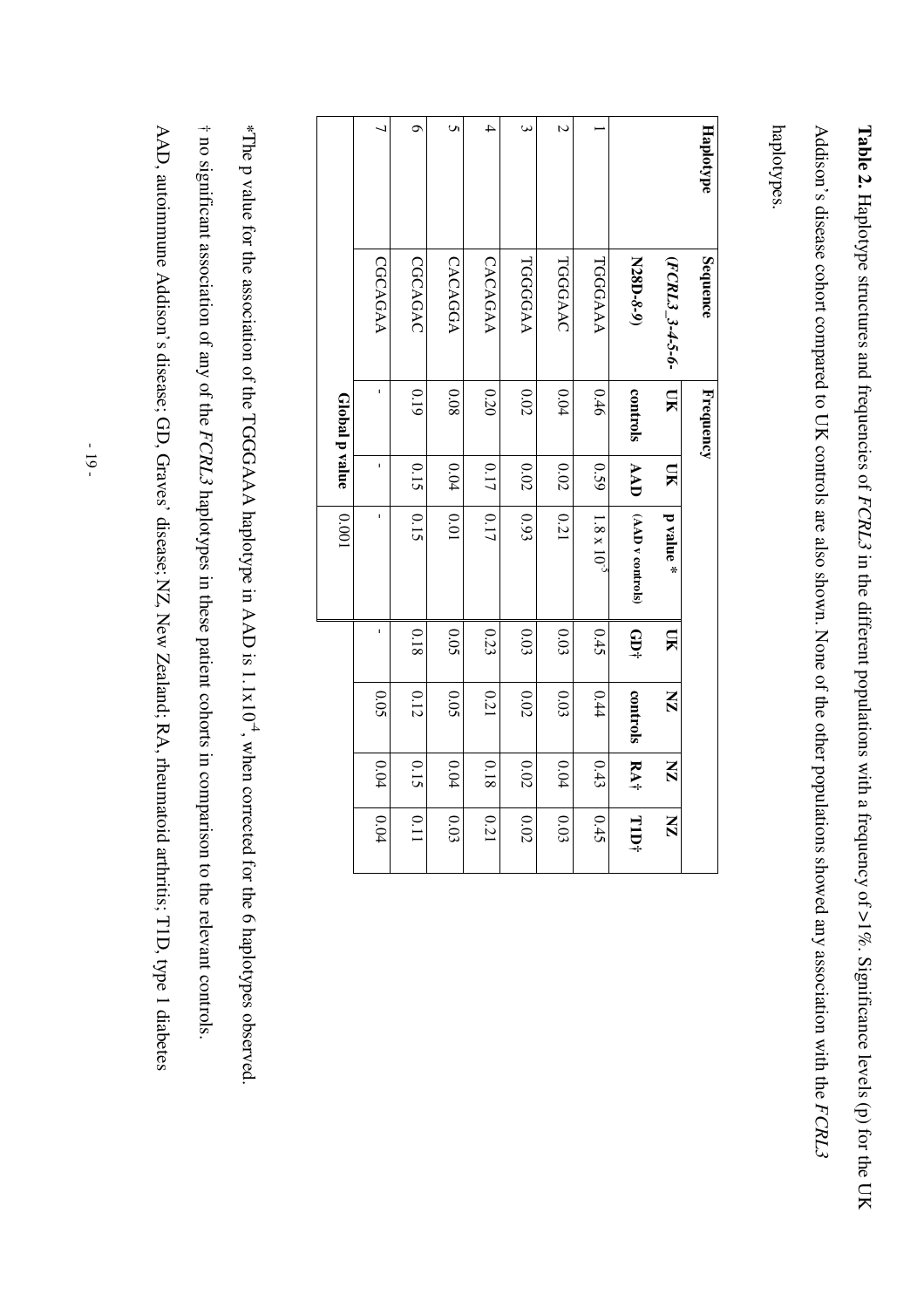**Table 2.** Haplotype structures and frequencies of *FCRL3* in the different populations with a frequency of >1%. Significance levels (p) for the UK Addison's disease cohort compared to UK controls are also shown. None of the other populations showed any association with the *FCRL3* haplotypes.

| Haplotype | Sequence | Frequency | | | | | | |
|---|---|---|---|---|---|---|---|---|
| | (*FCRL3_3-4-5-6-N28D-8-9*) | UK controls | UK AAD | p value * (AAD v controls) | UK GD† | NZ controls | NZ RA† | NZ T1D† |
| 1 | TGGGAAA | 0.46 | 0.59 | $1.8 \times 10^{-5}$ | 0.45 | 0.44 | 0.43 | 0.45 |
| 2 | TGGGAAC | 0.04 | 0.02 | 0.21 | 0.03 | 0.03 | 0.04 | 0.03 |
| 3 | TGGGGAA | 0.02 | 0.02 | 0.93 | 0.03 | 0.02 | 0.02 | 0.02 |
| 4 | CACAGAA | 0.20 | 0.17 | 0.17 | 0.23 | 0.21 | 0.18 | 0.21 |
| 5 | CACAGGA | 0.08 | 0.04 | 0.01 | 0.05 | 0.05 | 0.04 | 0.03 |
| 6 | CGCAGAC | 0.19 | 0.15 | 0.15 | 0.18 | 0.12 | 0.15 | 0.11 |
| 7 | CGCAGAA | - | - | - | - | 0.05 | 0.04 | 0.04 |
| | | Global p value | | 0.001 | | | | |

*The p value for the association of the TGGGAAA haplotype in AAD is $1.1 \times 10^{-4}$, when corrected for the 6 haplotypes observed.

† no significant association of any of the *FCRL3* haplotypes in these patient cohorts in comparison to the relevant controls.

AAD, autoimmune Addison's disease; GD, Graves' disease; NZ, New Zealand; RA, rheumatoid arthritis; T1D, type 1 diabetes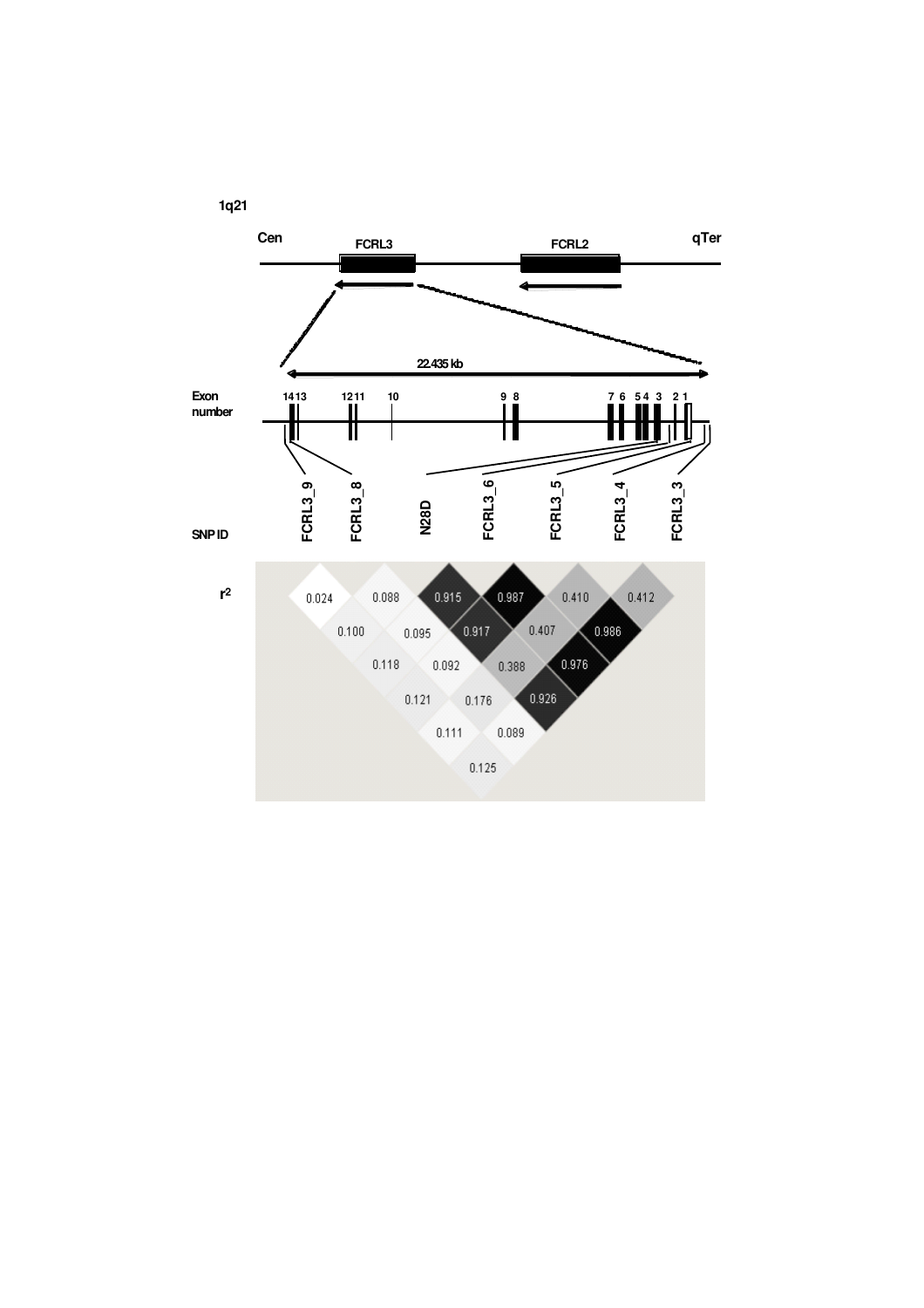1q21

Cen

FCRL3

FCRL2

qTer

22.435 kb

Exon number

14 13 12 11 10 9 8 7 6 5 4 3 2 1

SNP ID

FCRL3_9

FCRL3_8

N28D

FCRL3_6

FCRL3_5

FCRL3_4

FCRL3_3

$r^2$

0.024

0.088

0.915

0.987

0.410

0.412

0.100

0.095

0.917

0.407

0.986

0.118

0.092

0.388

0.976

0.121

0.176

0.926

0.111

0.089

0.125